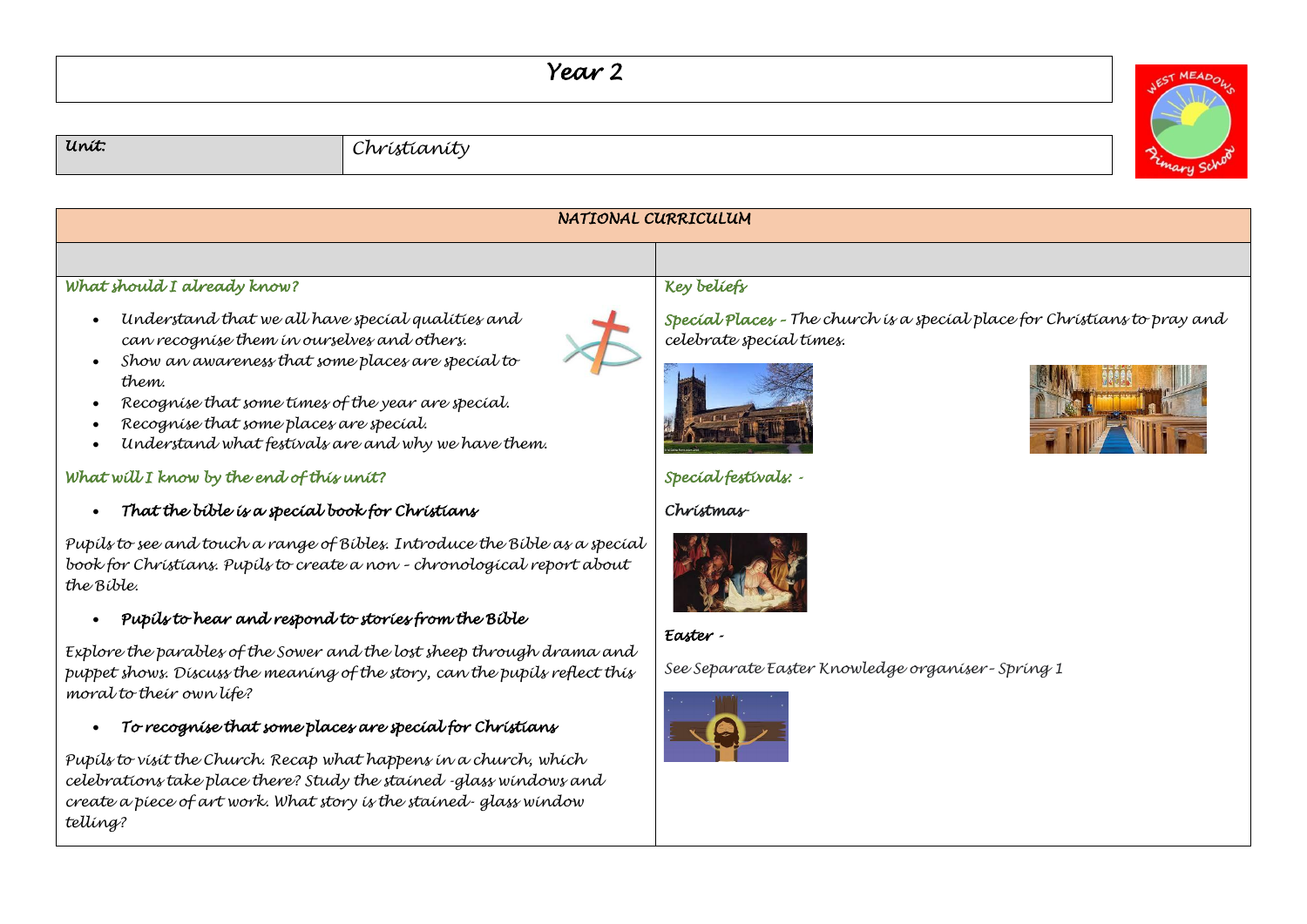# Year 2

| Unit: | Christianity |
|---|---|

## NATIONAL CURRICULUM

### What should I already know?

- Understand that we all have special qualities and can recognise them in ourselves and others.
- Show an awareness that some places are special to them.
- Recognise that some times of the year are special.
- Recognise that some places are special.
- Understand what festivals are and why we have them.

### What will I know by the end of this unit?

- ***That the bible is a special book for Christians***

Pupils to see and touch a range of Bibles. Introduce the Bible as a special book for Christians. Pupils to create a non - chronological report about the Bible.

- ***Pupils to hear and respond to stories from the Bible***

Explore the parables of the Sower and the lost sheep through drama and puppet shows. Discuss the meaning of the story, can the pupils reflect this moral to their own life?

- ***To recognise that some places are special for Christians***

Pupils to visit the Church. Recap what happens in a church, which celebrations take place there? Study the stained -glass windows and create a piece of art work. What story is the stained- glass window telling?

### Key beliefs

**Special Places** - The church is a special place for Christians to pray and celebrate special times.

**Special festivals: -**

**Christmas**

**Easter -**

See Separate Easter Knowledge organiser- Spring 1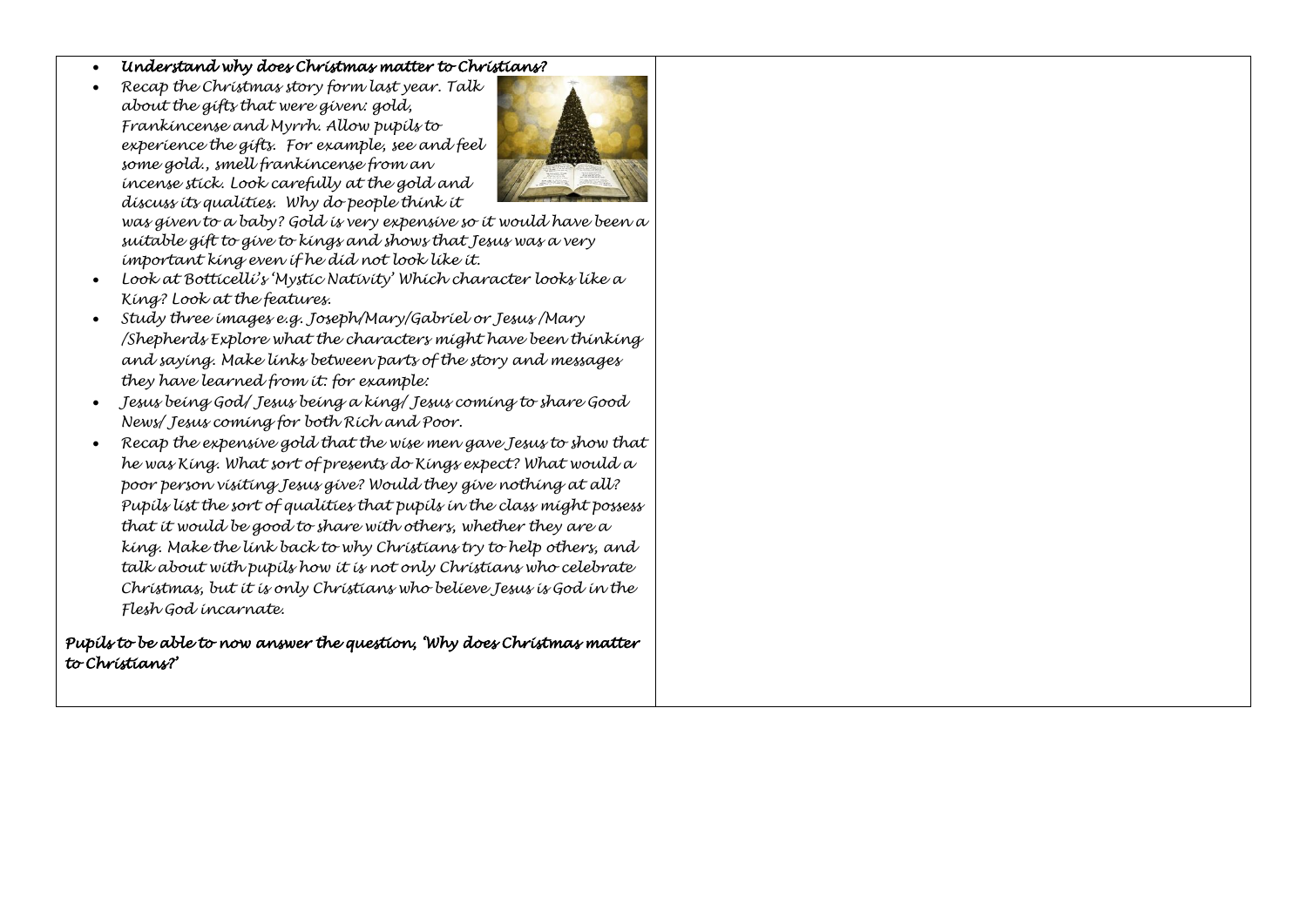| | |
|---|---|
| <ul><li>*Understand why does Christmas matter to Christians?*</li><li>*Recap the Christmas story form last year. Talk about the gifts that were given: gold, Frankincense and Myrrh. Allow pupils to experience the gifts. For example, see and feel some gold., smell frankincense from an incense stick. Look carefully at the gold and discuss its qualities. Why do people think it was given to a baby? Gold is very expensive so it would have been a suitable gift to give to kings and shows that Jesus was a very important king even if he did not look like it.*</li><li>*Look at Botticelli's 'Mystic Nativity' Which character looks like a King? Look at the features.*</li><li>*Study three images e.g. Joseph/Mary/Gabriel or Jesus /Mary /Shepherds Explore what the characters might have been thinking and saying. Make links between parts of the story and messages they have learned from it: for example:*</li><li>*Jesus being God/ Jesus being a king/ Jesus coming to share Good News/ Jesus coming for both Rich and Poor.*</li><li>*Recap the expensive gold that the wise men gave Jesus to show that he was King. What sort of presents do Kings expect? What would a poor person visiting Jesus give? Would they give nothing at all? Pupils list the sort of qualities that pupils in the class might possess that it would be good to share with others, whether they are a king. Make the link back to why Christians try to help others, and talk about with pupils how it is not only Christians who celebrate Christmas, but it is only Christians who believe Jesus is God in the Flesh God incarnate.*</li></ul>*Pupils to be able to now answer the question, 'Why does Christmas matter to Christians?'* | |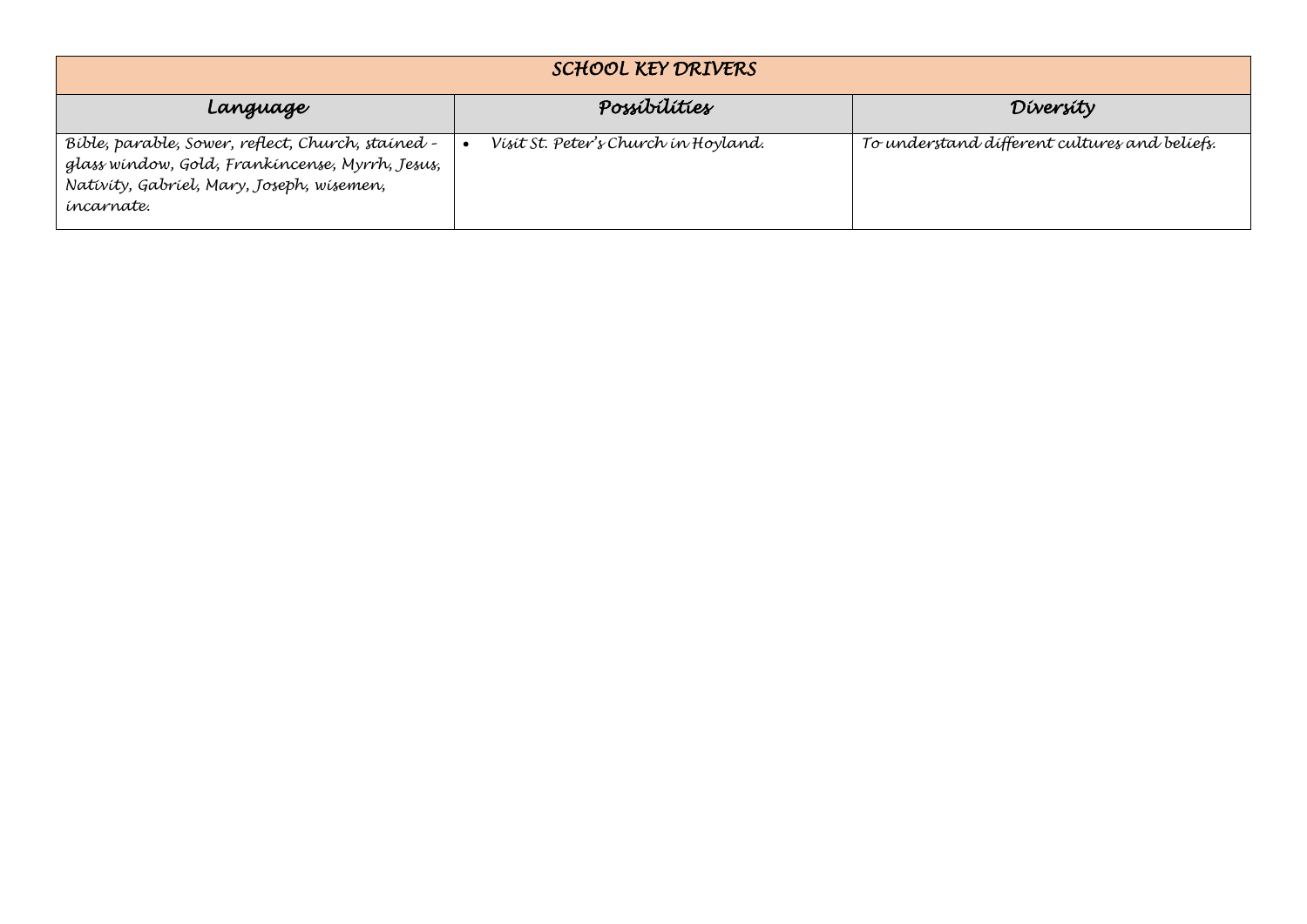| SCHOOL KEY DRIVERS | | |
|---|---|---|
| Language | Possibilities | Diversity |
| Bible, parable, Sower, reflect, Church, stained - glass window, Gold, Frankincense, Myrrh, Jesus, Nativity, Gabriel, Mary, Joseph, wisemen, incarnate. | • Visit St. Peter's Church in Hoyland. | To understand different cultures and beliefs. |